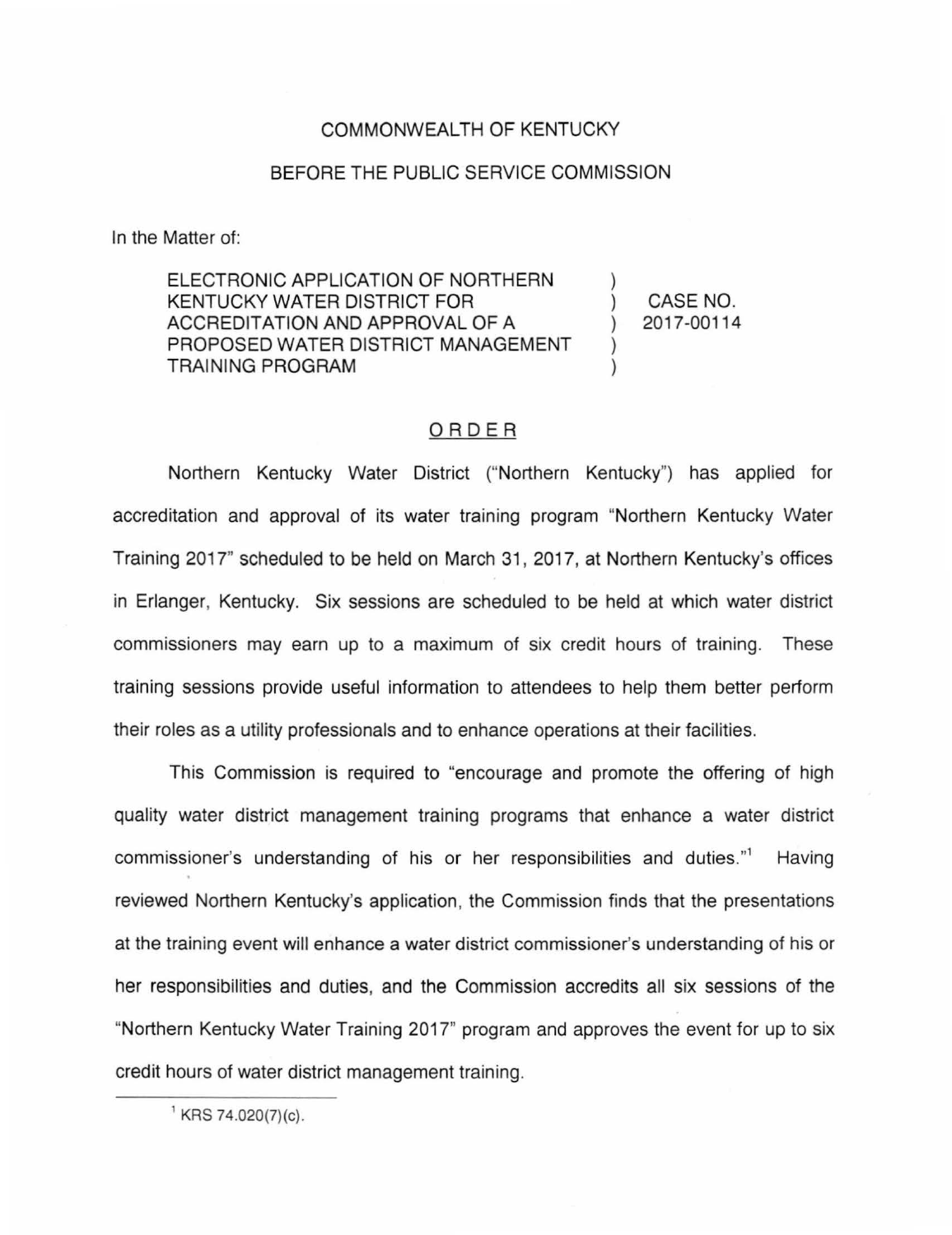COMMONWEALTH OF KENTUCKY

BEFORE THE PUBLIC SERVICE COMMISSION

In the Matter of:

| | | |
|---|---|---|
| ELECTRONIC APPLICATION OF NORTHERN KENTUCKY WATER DISTRICT FOR ACCREDITATION AND APPROVAL OF A PROPOSED WATER DISTRICT MANAGEMENT TRAINING PROGRAM | ) ) ) ) ) | CASE NO. 2017-00114 |

## ORDER

Northern Kentucky Water District ("Northern Kentucky") has applied for accreditation and approval of its water training program "Northern Kentucky Water Training 2017" scheduled to be held on March 31, 2017, at Northern Kentucky's offices in Erlanger, Kentucky. Six sessions are scheduled to be held at which water district commissioners may earn up to a maximum of six credit hours of training. These training sessions provide useful information to attendees to help them better perform their roles as a utility professionals and to enhance operations at their facilities.

This Commission is required to "encourage and promote the offering of high quality water district management training programs that enhance a water district commissioner's understanding of his or her responsibilities and duties."[1] Having reviewed Northern Kentucky's application, the Commission finds that the presentations at the training event will enhance a water district commissioner's understanding of his or her responsibilities and duties, and the Commission accredits all six sessions of the "Northern Kentucky Water Training 2017" program and approves the event for up to six credit hours of water district management training.

---

[1] KRS 74.020(7)(c).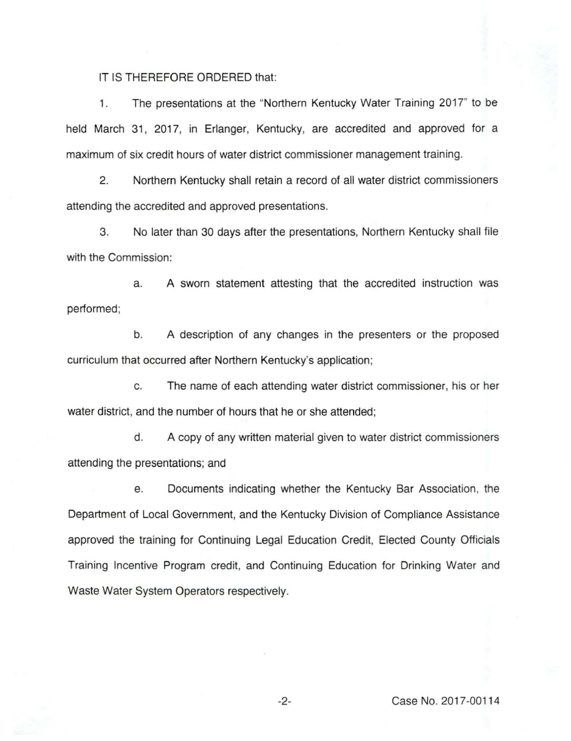IT IS THEREFORE ORDERED that:

1. The presentations at the "Northern Kentucky Water Training 2017" to be held March 31, 2017, in Erlanger, Kentucky, are accredited and approved for a maximum of six credit hours of water district commissioner management training.

2. Northern Kentucky shall retain a record of all water district commissioners attending the accredited and approved presentations.

3. No later than 30 days after the presentations, Northern Kentucky shall file with the Commission:

   a. A sworn statement attesting that the accredited instruction was performed;

   b. A description of any changes in the presenters or the proposed curriculum that occurred after Northern Kentucky's application;

   c. The name of each attending water district commissioner, his or her water district, and the number of hours that he or she attended;

   d. A copy of any written material given to water district commissioners attending the presentations; and

   e. Documents indicating whether the Kentucky Bar Association, the Department of Local Government, and the Kentucky Division of Compliance Assistance approved the training for Continuing Legal Education Credit, Elected County Officials Training Incentive Program credit, and Continuing Education for Drinking Water and Waste Water System Operators respectively.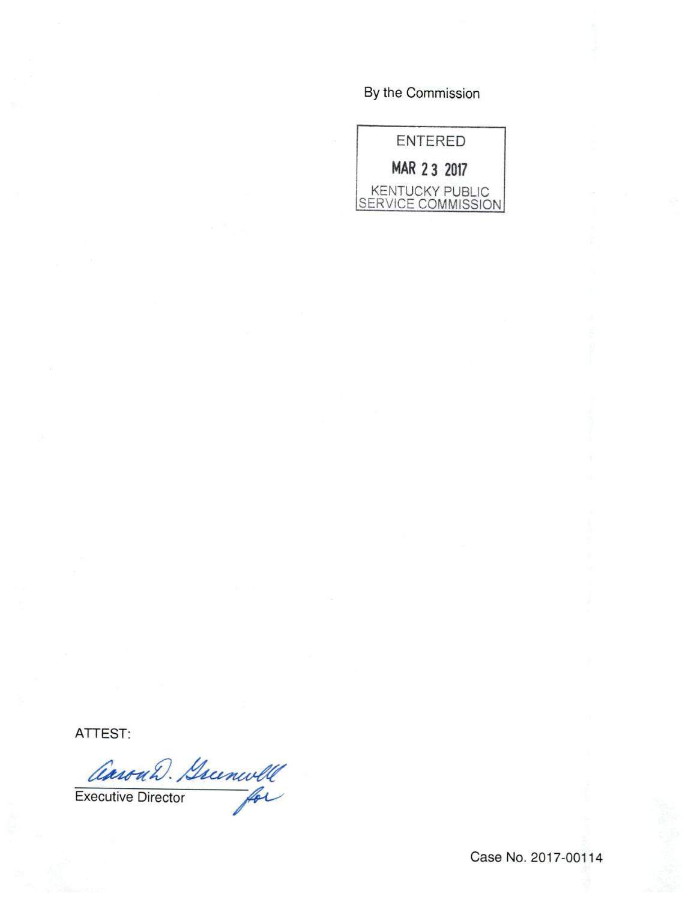By the Commission

ENTERED

MAR 23 2017

KENTUCKY PUBLIC SERVICE COMMISSION

ATTEST:

Aaron D. Greenwell for

Executive Director

Case No. 2017-00114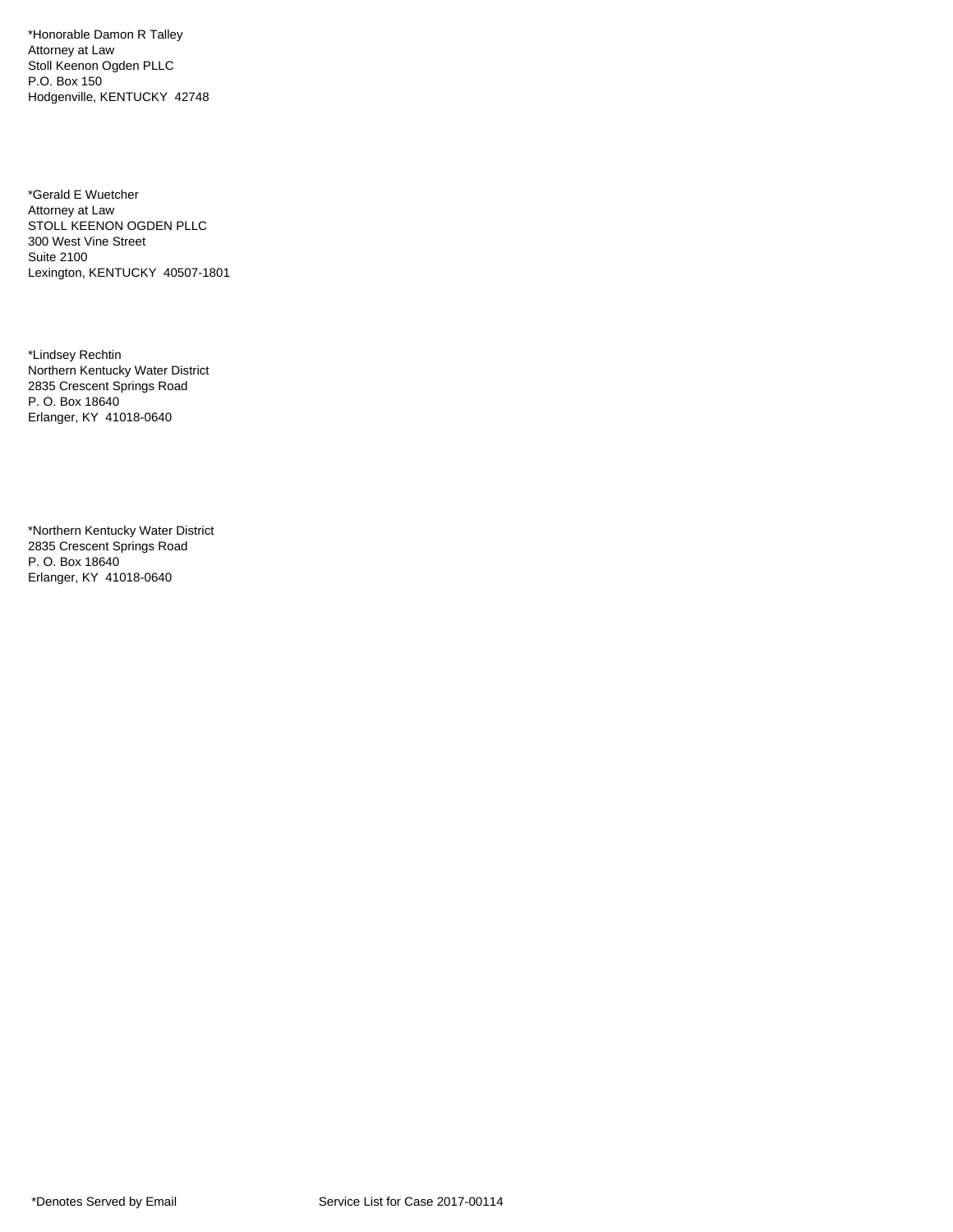*Honorable Damon R Talley
Attorney at Law
Stoll Keenon Ogden PLLC
P.O. Box 150
Hodgenville, KENTUCKY  42748

*Gerald E Wuetcher
Attorney at Law
STOLL KEENON OGDEN PLLC
300 West Vine Street
Suite 2100
Lexington, KENTUCKY  40507-1801

*Lindsey Rechtin
Northern Kentucky Water District
2835 Crescent Springs Road
P. O. Box 18640
Erlanger, KY  41018-0640

*Northern Kentucky Water District
2835 Crescent Springs Road
P. O. Box 18640
Erlanger, KY  41018-0640

*Denotes Served by Email

Service List for Case 2017-00114